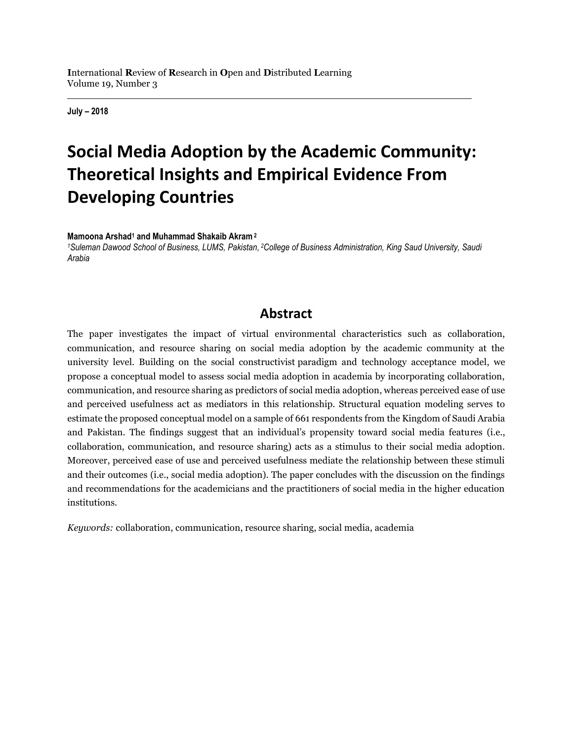International Review of Research in Open and Distributed Learning
Volume 19, Number 3

**July – 2018**

# Social Media Adoption by the Academic Community: Theoretical Insights and Empirical Evidence From Developing Countries

**Mamoona Arshad[1] and Muhammad Shakaib Akram [2]**
*[1]Suleman Dawood School of Business, LUMS, Pakistan, [2]College of Business Administration, King Saud University, Saudi Arabia*

## Abstract

The paper investigates the impact of virtual environmental characteristics such as collaboration, communication, and resource sharing on social media adoption by the academic community at the university level. Building on the social constructivist paradigm and technology acceptance model, we propose a conceptual model to assess social media adoption in academia by incorporating collaboration, communication, and resource sharing as predictors of social media adoption, whereas perceived ease of use and perceived usefulness act as mediators in this relationship. Structural equation modeling serves to estimate the proposed conceptual model on a sample of 661 respondents from the Kingdom of Saudi Arabia and Pakistan. The findings suggest that an individual's propensity toward social media features (i.e., collaboration, communication, and resource sharing) acts as a stimulus to their social media adoption. Moreover, perceived ease of use and perceived usefulness mediate the relationship between these stimuli and their outcomes (i.e., social media adoption). The paper concludes with the discussion on the findings and recommendations for the academicians and the practitioners of social media in the higher education institutions.

*Keywords:* collaboration, communication, resource sharing, social media, academia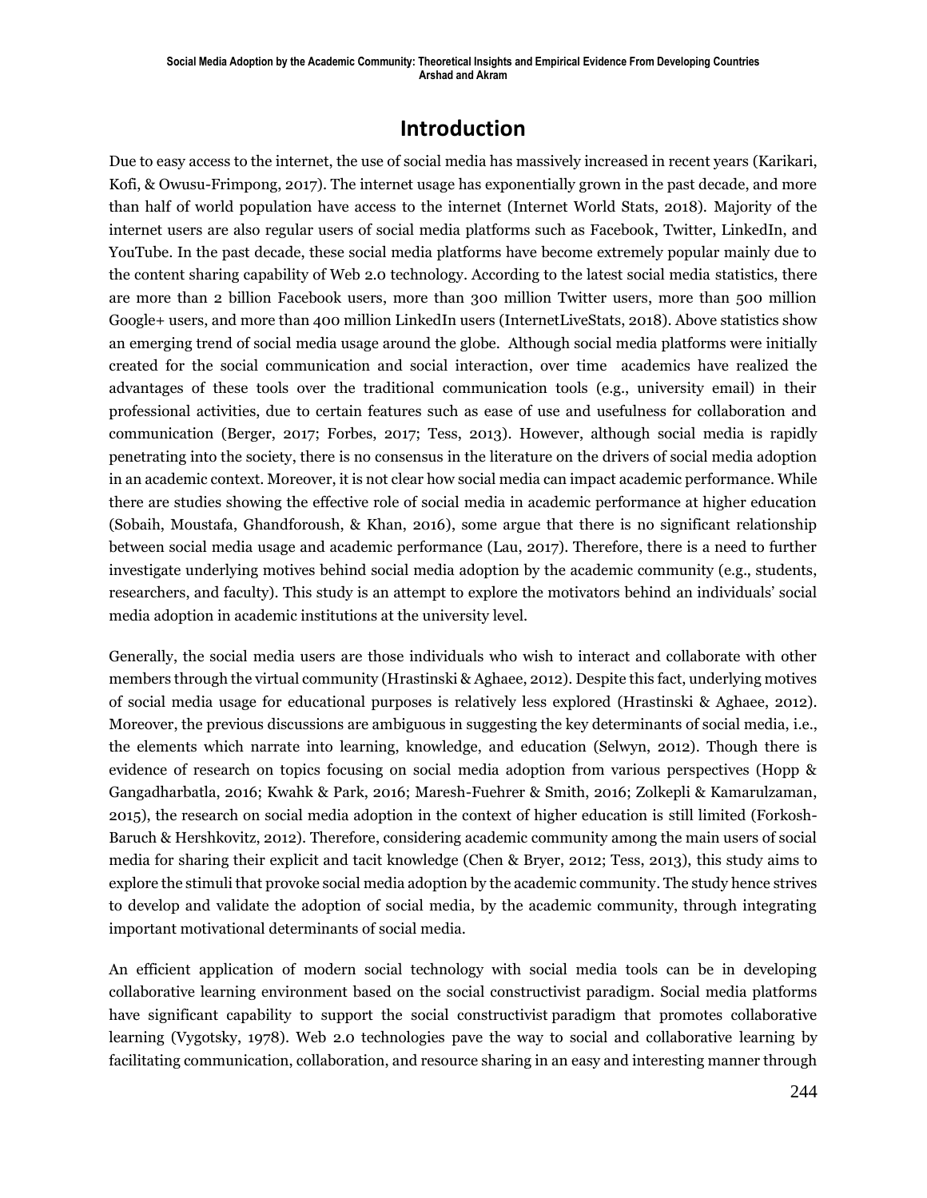# Introduction

Due to easy access to the internet, the use of social media has massively increased in recent years (Karikari, Kofi, & Owusu-Frimpong, 2017). The internet usage has exponentially grown in the past decade, and more than half of world population have access to the internet (Internet World Stats, 2018). Majority of the internet users are also regular users of social media platforms such as Facebook, Twitter, LinkedIn, and YouTube. In the past decade, these social media platforms have become extremely popular mainly due to the content sharing capability of Web 2.0 technology. According to the latest social media statistics, there are more than 2 billion Facebook users, more than 300 million Twitter users, more than 500 million Google+ users, and more than 400 million LinkedIn users (InternetLiveStats, 2018). Above statistics show an emerging trend of social media usage around the globe. Although social media platforms were initially created for the social communication and social interaction, over time academics have realized the advantages of these tools over the traditional communication tools (e.g., university email) in their professional activities, due to certain features such as ease of use and usefulness for collaboration and communication (Berger, 2017; Forbes, 2017; Tess, 2013). However, although social media is rapidly penetrating into the society, there is no consensus in the literature on the drivers of social media adoption in an academic context. Moreover, it is not clear how social media can impact academic performance. While there are studies showing the effective role of social media in academic performance at higher education (Sobaih, Moustafa, Ghandforoush, & Khan, 2016), some argue that there is no significant relationship between social media usage and academic performance (Lau, 2017). Therefore, there is a need to further investigate underlying motives behind social media adoption by the academic community (e.g., students, researchers, and faculty). This study is an attempt to explore the motivators behind an individuals' social media adoption in academic institutions at the university level.

Generally, the social media users are those individuals who wish to interact and collaborate with other members through the virtual community (Hrastinski & Aghaee, 2012). Despite this fact, underlying motives of social media usage for educational purposes is relatively less explored (Hrastinski & Aghaee, 2012). Moreover, the previous discussions are ambiguous in suggesting the key determinants of social media, i.e., the elements which narrate into learning, knowledge, and education (Selwyn, 2012). Though there is evidence of research on topics focusing on social media adoption from various perspectives (Hopp & Gangadharbatla, 2016; Kwahk & Park, 2016; Maresh-Fuehrer & Smith, 2016; Zolkepli & Kamarulzaman, 2015), the research on social media adoption in the context of higher education is still limited (Forkosh-Baruch & Hershkovitz, 2012). Therefore, considering academic community among the main users of social media for sharing their explicit and tacit knowledge (Chen & Bryer, 2012; Tess, 2013), this study aims to explore the stimuli that provoke social media adoption by the academic community. The study hence strives to develop and validate the adoption of social media, by the academic community, through integrating important motivational determinants of social media.

An efficient application of modern social technology with social media tools can be in developing collaborative learning environment based on the social constructivist paradigm. Social media platforms have significant capability to support the social constructivist paradigm that promotes collaborative learning (Vygotsky, 1978). Web 2.0 technologies pave the way to social and collaborative learning by facilitating communication, collaboration, and resource sharing in an easy and interesting manner through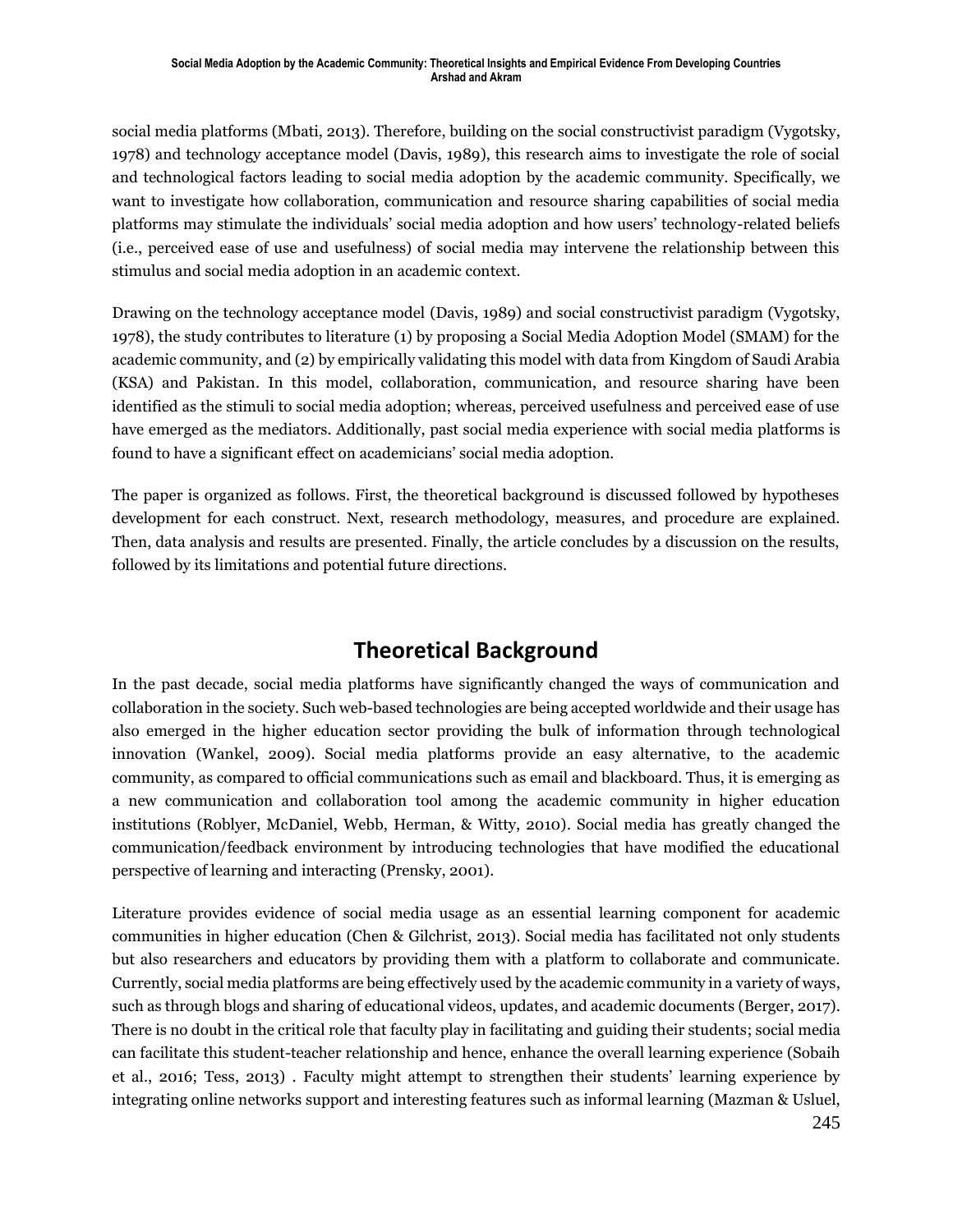social media platforms (Mbati, 2013). Therefore, building on the social constructivist paradigm (Vygotsky, 1978) and technology acceptance model (Davis, 1989), this research aims to investigate the role of social and technological factors leading to social media adoption by the academic community. Specifically, we want to investigate how collaboration, communication and resource sharing capabilities of social media platforms may stimulate the individuals' social media adoption and how users' technology-related beliefs (i.e., perceived ease of use and usefulness) of social media may intervene the relationship between this stimulus and social media adoption in an academic context.

Drawing on the technology acceptance model (Davis, 1989) and social constructivist paradigm (Vygotsky, 1978), the study contributes to literature (1) by proposing a Social Media Adoption Model (SMAM) for the academic community, and (2) by empirically validating this model with data from Kingdom of Saudi Arabia (KSA) and Pakistan. In this model, collaboration, communication, and resource sharing have been identified as the stimuli to social media adoption; whereas, perceived usefulness and perceived ease of use have emerged as the mediators. Additionally, past social media experience with social media platforms is found to have a significant effect on academicians' social media adoption.

The paper is organized as follows. First, the theoretical background is discussed followed by hypotheses development for each construct. Next, research methodology, measures, and procedure are explained. Then, data analysis and results are presented. Finally, the article concludes by a discussion on the results, followed by its limitations and potential future directions.

## Theoretical Background

In the past decade, social media platforms have significantly changed the ways of communication and collaboration in the society. Such web-based technologies are being accepted worldwide and their usage has also emerged in the higher education sector providing the bulk of information through technological innovation (Wankel, 2009). Social media platforms provide an easy alternative, to the academic community, as compared to official communications such as email and blackboard. Thus, it is emerging as a new communication and collaboration tool among the academic community in higher education institutions (Roblyer, McDaniel, Webb, Herman, & Witty, 2010). Social media has greatly changed the communication/feedback environment by introducing technologies that have modified the educational perspective of learning and interacting (Prensky, 2001).

Literature provides evidence of social media usage as an essential learning component for academic communities in higher education (Chen & Gilchrist, 2013). Social media has facilitated not only students but also researchers and educators by providing them with a platform to collaborate and communicate. Currently, social media platforms are being effectively used by the academic community in a variety of ways, such as through blogs and sharing of educational videos, updates, and academic documents (Berger, 2017). There is no doubt in the critical role that faculty play in facilitating and guiding their students; social media can facilitate this student-teacher relationship and hence, enhance the overall learning experience (Sobaih et al., 2016; Tess, 2013) . Faculty might attempt to strengthen their students' learning experience by integrating online networks support and interesting features such as informal learning (Mazman & Usluel,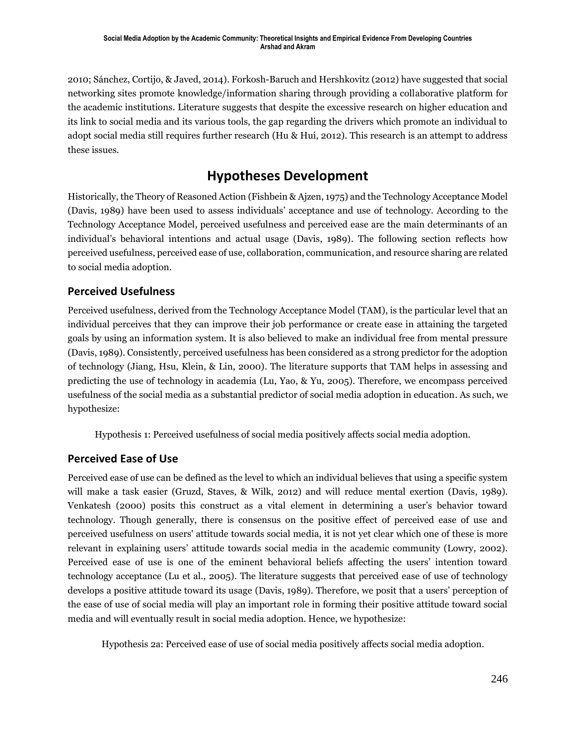2010; Sánchez, Cortijo, & Javed, 2014). Forkosh-Baruch and Hershkovitz (2012) have suggested that social networking sites promote knowledge/information sharing through providing a collaborative platform for the academic institutions. Literature suggests that despite the excessive research on higher education and its link to social media and its various tools, the gap regarding the drivers which promote an individual to adopt social media still requires further research (Hu & Hui, 2012). This research is an attempt to address these issues.

# Hypotheses Development

Historically, the Theory of Reasoned Action (Fishbein & Ajzen, 1975) and the Technology Acceptance Model (Davis, 1989) have been used to assess individuals' acceptance and use of technology. According to the Technology Acceptance Model, perceived usefulness and perceived ease are the main determinants of an individual's behavioral intentions and actual usage (Davis, 1989). The following section reflects how perceived usefulness, perceived ease of use, collaboration, communication, and resource sharing are related to social media adoption.

## Perceived Usefulness

Perceived usefulness, derived from the Technology Acceptance Model (TAM), is the particular level that an individual perceives that they can improve their job performance or create ease in attaining the targeted goals by using an information system. It is also believed to make an individual free from mental pressure (Davis, 1989). Consistently, perceived usefulness has been considered as a strong predictor for the adoption of technology (Jiang, Hsu, Klein, & Lin, 2000). The literature supports that TAM helps in assessing and predicting the use of technology in academia (Lu, Yao, & Yu, 2005). Therefore, we encompass perceived usefulness of the social media as a substantial predictor of social media adoption in education. As such, we hypothesize:

> Hypothesis 1: Perceived usefulness of social media positively affects social media adoption.

## Perceived Ease of Use

Perceived ease of use can be defined as the level to which an individual believes that using a specific system will make a task easier (Gruzd, Staves, & Wilk, 2012) and will reduce mental exertion (Davis, 1989). Venkatesh (2000) posits this construct as a vital element in determining a user's behavior toward technology. Though generally, there is consensus on the positive effect of perceived ease of use and perceived usefulness on users' attitude towards social media, it is not yet clear which one of these is more relevant in explaining users' attitude towards social media in the academic community (Lowry, 2002). Perceived ease of use is one of the eminent behavioral beliefs affecting the users' intention toward technology acceptance (Lu et al., 2005). The literature suggests that perceived ease of use of technology develops a positive attitude toward its usage (Davis, 1989). Therefore, we posit that a users' perception of the ease of use of social media will play an important role in forming their positive attitude toward social media and will eventually result in social media adoption. Hence, we hypothesize:

> Hypothesis 2a: Perceived ease of use of social media positively affects social media adoption.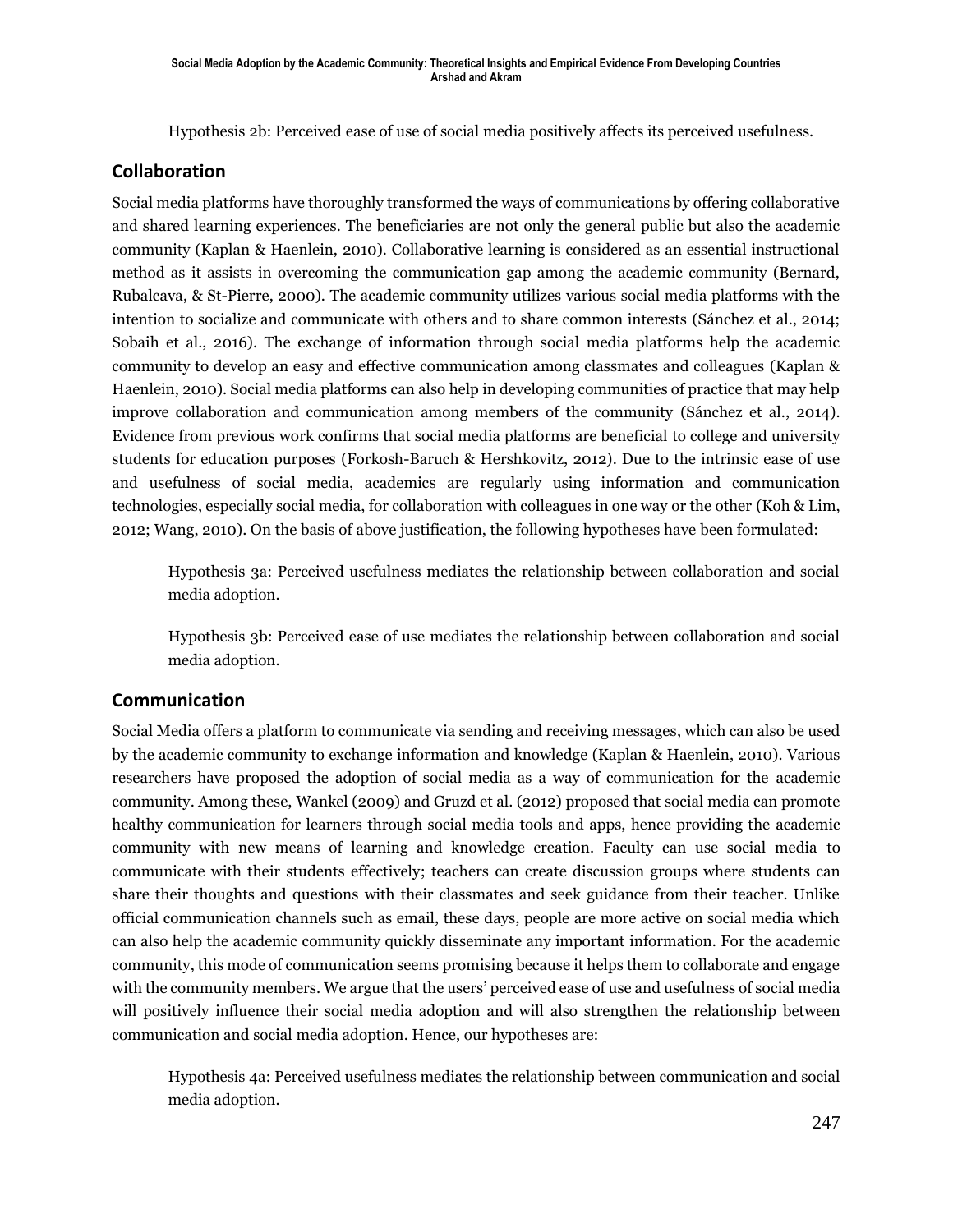Hypothesis 2b: Perceived ease of use of social media positively affects its perceived usefulness.

## Collaboration

Social media platforms have thoroughly transformed the ways of communications by offering collaborative and shared learning experiences. The beneficiaries are not only the general public but also the academic community (Kaplan & Haenlein, 2010). Collaborative learning is considered as an essential instructional method as it assists in overcoming the communication gap among the academic community (Bernard, Rubalcava, & St-Pierre, 2000). The academic community utilizes various social media platforms with the intention to socialize and communicate with others and to share common interests (Sánchez et al., 2014; Sobaih et al., 2016). The exchange of information through social media platforms help the academic community to develop an easy and effective communication among classmates and colleagues (Kaplan & Haenlein, 2010). Social media platforms can also help in developing communities of practice that may help improve collaboration and communication among members of the community (Sánchez et al., 2014). Evidence from previous work confirms that social media platforms are beneficial to college and university students for education purposes (Forkosh-Baruch & Hershkovitz, 2012). Due to the intrinsic ease of use and usefulness of social media, academics are regularly using information and communication technologies, especially social media, for collaboration with colleagues in one way or the other (Koh & Lim, 2012; Wang, 2010). On the basis of above justification, the following hypotheses have been formulated:

> Hypothesis 3a: Perceived usefulness mediates the relationship between collaboration and social media adoption.
>
> Hypothesis 3b: Perceived ease of use mediates the relationship between collaboration and social media adoption.

## Communication

Social Media offers a platform to communicate via sending and receiving messages, which can also be used by the academic community to exchange information and knowledge (Kaplan & Haenlein, 2010). Various researchers have proposed the adoption of social media as a way of communication for the academic community. Among these, Wankel (2009) and Gruzd et al. (2012) proposed that social media can promote healthy communication for learners through social media tools and apps, hence providing the academic community with new means of learning and knowledge creation. Faculty can use social media to communicate with their students effectively; teachers can create discussion groups where students can share their thoughts and questions with their classmates and seek guidance from their teacher. Unlike official communication channels such as email, these days, people are more active on social media which can also help the academic community quickly disseminate any important information. For the academic community, this mode of communication seems promising because it helps them to collaborate and engage with the community members. We argue that the users' perceived ease of use and usefulness of social media will positively influence their social media adoption and will also strengthen the relationship between communication and social media adoption. Hence, our hypotheses are:

> Hypothesis 4a: Perceived usefulness mediates the relationship between communication and social media adoption.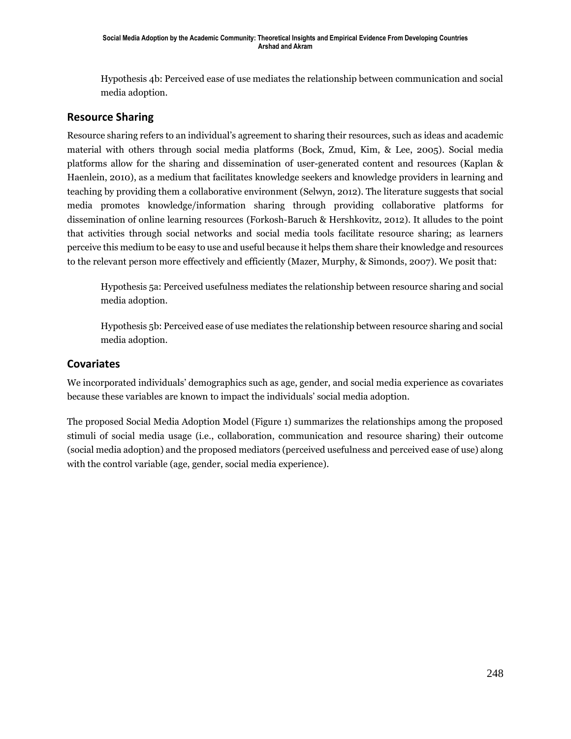Hypothesis 4b: Perceived ease of use mediates the relationship between communication and social media adoption.

## Resource Sharing

Resource sharing refers to an individual's agreement to sharing their resources, such as ideas and academic material with others through social media platforms (Bock, Zmud, Kim, & Lee, 2005). Social media platforms allow for the sharing and dissemination of user-generated content and resources (Kaplan & Haenlein, 2010), as a medium that facilitates knowledge seekers and knowledge providers in learning and teaching by providing them a collaborative environment (Selwyn, 2012). The literature suggests that social media promotes knowledge/information sharing through providing collaborative platforms for dissemination of online learning resources (Forkosh-Baruch & Hershkovitz, 2012). It alludes to the point that activities through social networks and social media tools facilitate resource sharing; as learners perceive this medium to be easy to use and useful because it helps them share their knowledge and resources to the relevant person more effectively and efficiently (Mazer, Murphy, & Simonds, 2007). We posit that:

Hypothesis 5a: Perceived usefulness mediates the relationship between resource sharing and social media adoption.

Hypothesis 5b: Perceived ease of use mediates the relationship between resource sharing and social media adoption.

## Covariates

We incorporated individuals' demographics such as age, gender, and social media experience as covariates because these variables are known to impact the individuals' social media adoption.

The proposed Social Media Adoption Model (Figure 1) summarizes the relationships among the proposed stimuli of social media usage (i.e., collaboration, communication and resource sharing) their outcome (social media adoption) and the proposed mediators (perceived usefulness and perceived ease of use) along with the control variable (age, gender, social media experience).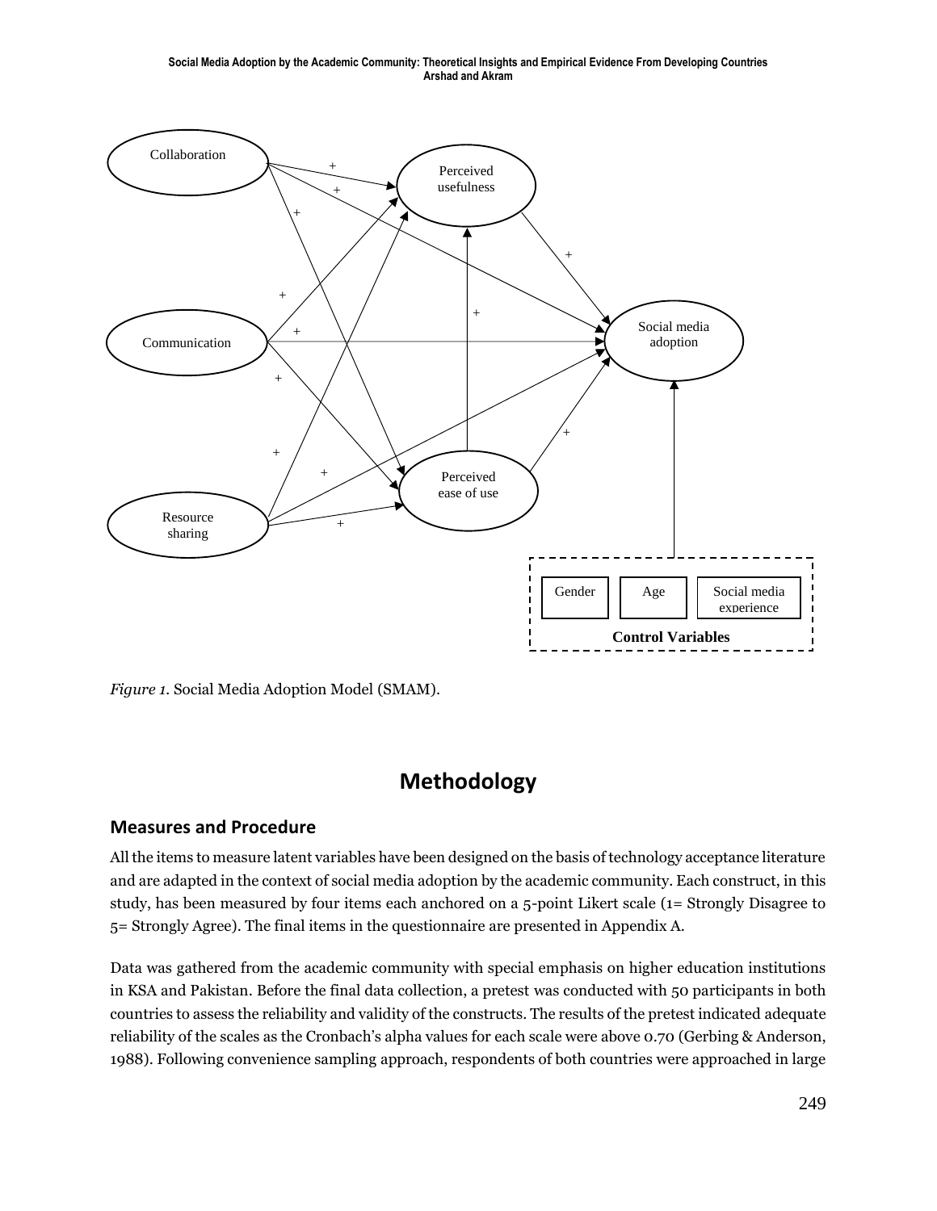*Figure 1.* Social Media Adoption Model (SMAM).

## Methodology

### Measures and Procedure

All the items to measure latent variables have been designed on the basis of technology acceptance literature and are adapted in the context of social media adoption by the academic community. Each construct, in this study, has been measured by four items each anchored on a 5-point Likert scale (1= Strongly Disagree to 5= Strongly Agree). The final items in the questionnaire are presented in Appendix A.

Data was gathered from the academic community with special emphasis on higher education institutions in KSA and Pakistan. Before the final data collection, a pretest was conducted with 50 participants in both countries to assess the reliability and validity of the constructs. The results of the pretest indicated adequate reliability of the scales as the Cronbach's alpha values for each scale were above 0.70 (Gerbing & Anderson, 1988). Following convenience sampling approach, respondents of both countries were approached in large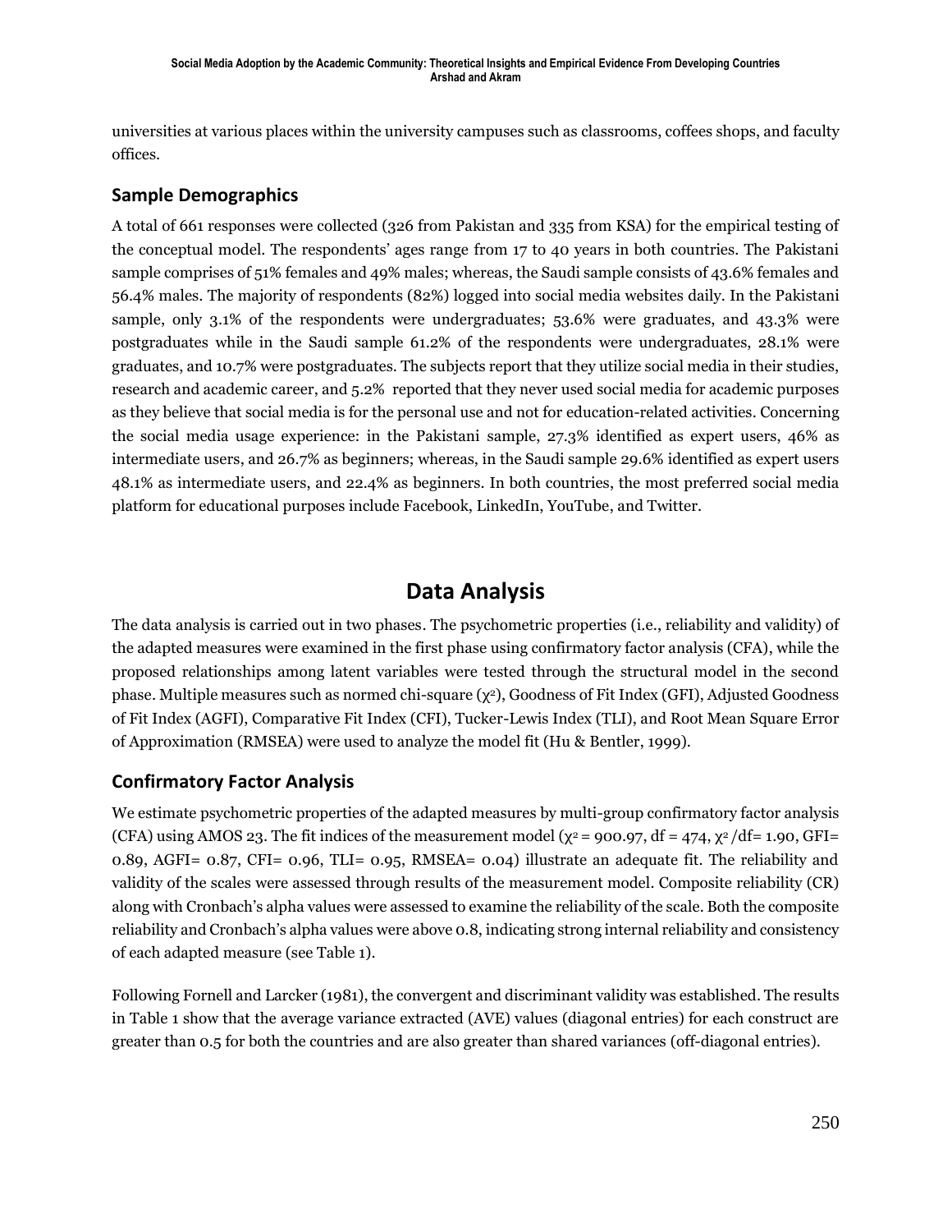universities at various places within the university campuses such as classrooms, coffees shops, and faculty offices.

## Sample Demographics

A total of 661 responses were collected (326 from Pakistan and 335 from KSA) for the empirical testing of the conceptual model. The respondents' ages range from 17 to 40 years in both countries. The Pakistani sample comprises of 51% females and 49% males; whereas, the Saudi sample consists of 43.6% females and 56.4% males. The majority of respondents (82%) logged into social media websites daily. In the Pakistani sample, only 3.1% of the respondents were undergraduates; 53.6% were graduates, and 43.3% were postgraduates while in the Saudi sample 61.2% of the respondents were undergraduates, 28.1% were graduates, and 10.7% were postgraduates. The subjects report that they utilize social media in their studies, research and academic career, and 5.2% reported that they never used social media for academic purposes as they believe that social media is for the personal use and not for education-related activities. Concerning the social media usage experience: in the Pakistani sample, 27.3% identified as expert users, 46% as intermediate users, and 26.7% as beginners; whereas, in the Saudi sample 29.6% identified as expert users 48.1% as intermediate users, and 22.4% as beginners. In both countries, the most preferred social media platform for educational purposes include Facebook, LinkedIn, YouTube, and Twitter.

# Data Analysis

The data analysis is carried out in two phases. The psychometric properties (i.e., reliability and validity) of the adapted measures were examined in the first phase using confirmatory factor analysis (CFA), while the proposed relationships among latent variables were tested through the structural model in the second phase. Multiple measures such as normed chi-square ($\chi^2$), Goodness of Fit Index (GFI), Adjusted Goodness of Fit Index (AGFI), Comparative Fit Index (CFI), Tucker-Lewis Index (TLI), and Root Mean Square Error of Approximation (RMSEA) were used to analyze the model fit (Hu & Bentler, 1999).

## Confirmatory Factor Analysis

We estimate psychometric properties of the adapted measures by multi-group confirmatory factor analysis (CFA) using AMOS 23. The fit indices of the measurement model ($\chi^2$ = 900.97, df = 474, $\chi^2$/df= 1.90, GFI= 0.89, AGFI= 0.87, CFI= 0.96, TLI= 0.95, RMSEA= 0.04) illustrate an adequate fit. The reliability and validity of the scales were assessed through results of the measurement model. Composite reliability (CR) along with Cronbach's alpha values were assessed to examine the reliability of the scale. Both the composite reliability and Cronbach's alpha values were above 0.8, indicating strong internal reliability and consistency of each adapted measure (see Table 1).

Following Fornell and Larcker (1981), the convergent and discriminant validity was established. The results in Table 1 show that the average variance extracted (AVE) values (diagonal entries) for each construct are greater than 0.5 for both the countries and are also greater than shared variances (off-diagonal entries).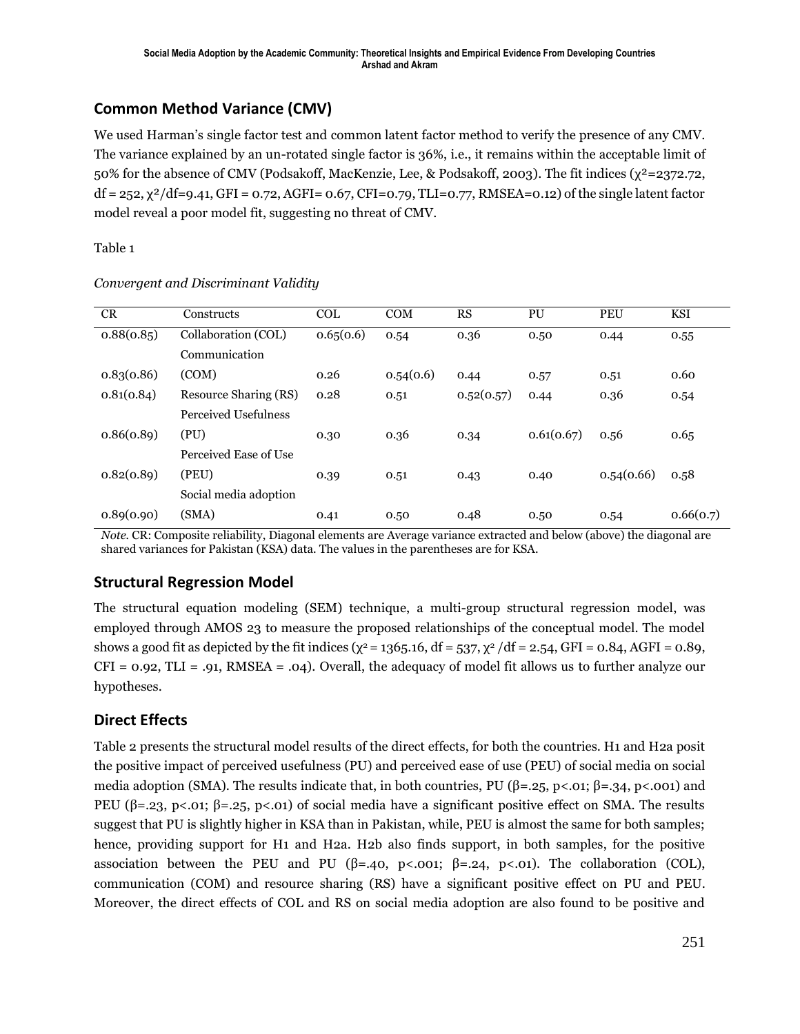## Common Method Variance (CMV)

We used Harman's single factor test and common latent factor method to verify the presence of any CMV. The variance explained by an un-rotated single factor is 36%, i.e., it remains within the acceptable limit of 50% for the absence of CMV (Podsakoff, MacKenzie, Lee, & Podsakoff, 2003). The fit indices ($\chi^2$=2372.72, df = 252, $\chi^2$/df=9.41, GFI = 0.72, AGFI= 0.67, CFI=0.79, TLI=0.77, RMSEA=0.12) of the single latent factor model reveal a poor model fit, suggesting no threat of CMV.

Table 1

*Convergent and Discriminant Validity*

| CR | Constructs | COL | COM | RS | PU | PEU | KSI |
|---|---|---|---|---|---|---|---|
| 0.88(0.85) | Collaboration (COL) | 0.65(0.6) | 0.54 | 0.36 | 0.50 | 0.44 | 0.55 |
| 0.83(0.86) | Communication (COM) | 0.26 | 0.54(0.6) | 0.44 | 0.57 | 0.51 | 0.60 |
| 0.81(0.84) | Resource Sharing (RS) | 0.28 | 0.51 | 0.52(0.57) | 0.44 | 0.36 | 0.54 |
| 0.86(0.89) | Perceived Usefulness (PU) | 0.30 | 0.36 | 0.34 | 0.61(0.67) | 0.56 | 0.65 |
| 0.82(0.89) | Perceived Ease of Use (PEU) | 0.39 | 0.51 | 0.43 | 0.40 | 0.54(0.66) | 0.58 |
| 0.89(0.90) | Social media adoption (SMA) | 0.41 | 0.50 | 0.48 | 0.50 | 0.54 | 0.66(0.7) |

*Note.* CR: Composite reliability, Diagonal elements are Average variance extracted and below (above) the diagonal are shared variances for Pakistan (KSA) data. The values in the parentheses are for KSA.

## Structural Regression Model

The structural equation modeling (SEM) technique, a multi-group structural regression model, was employed through AMOS 23 to measure the proposed relationships of the conceptual model. The model shows a good fit as depicted by the fit indices ($\chi^2$ = 1365.16, df = 537, $\chi^2$ /df = 2.54, GFI = 0.84, AGFI = 0.89, CFI = 0.92, TLI = .91, RMSEA = .04). Overall, the adequacy of model fit allows us to further analyze our hypotheses.

## Direct Effects

Table 2 presents the structural model results of the direct effects, for both the countries. H1 and H2a posit the positive impact of perceived usefulness (PU) and perceived ease of use (PEU) of social media on social media adoption (SMA). The results indicate that, in both countries, PU ($\beta$=.25, $p$<.01; $\beta$=.34, $p$<.001) and PEU ($\beta$=.23, $p$<.01; $\beta$=.25, $p$<.01) of social media have a significant positive effect on SMA. The results suggest that PU is slightly higher in KSA than in Pakistan, while, PEU is almost the same for both samples; hence, providing support for H1 and H2a. H2b also finds support, in both samples, for the positive association between the PEU and PU ($\beta$=.40, $p$<.001; $\beta$=.24, $p$<.01). The collaboration (COL), communication (COM) and resource sharing (RS) have a significant positive effect on PU and PEU. Moreover, the direct effects of COL and RS on social media adoption are also found to be positive and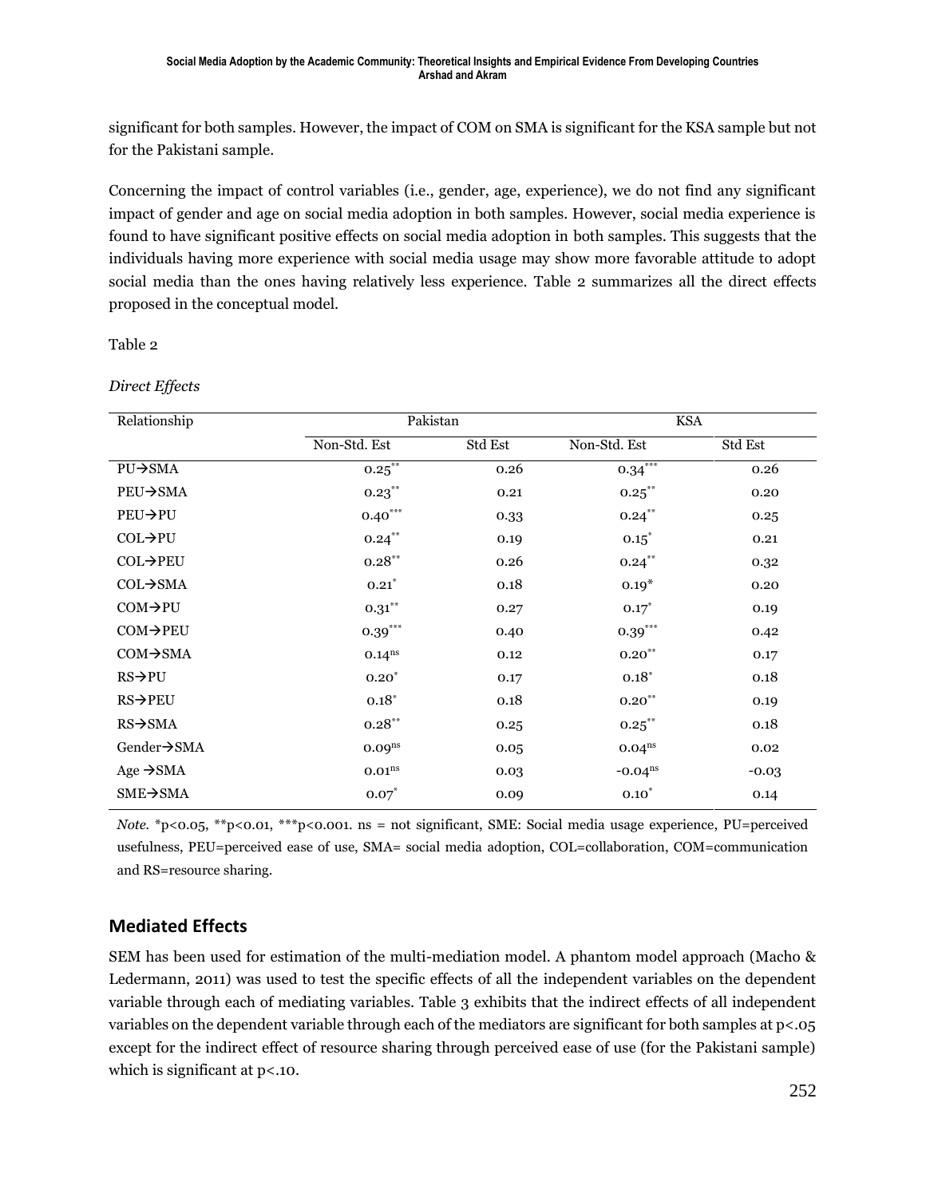significant for both samples. However, the impact of COM on SMA is significant for the KSA sample but not for the Pakistani sample.

Concerning the impact of control variables (i.e., gender, age, experience), we do not find any significant impact of gender and age on social media adoption in both samples. However, social media experience is found to have significant positive effects on social media adoption in both samples. This suggests that the individuals having more experience with social media usage may show more favorable attitude to adopt social media than the ones having relatively less experience. Table 2 summarizes all the direct effects proposed in the conceptual model.

Table 2

*Direct Effects*

| Relationship | Pakistan | | KSA | |
|---|---|---|---|---|
| | Non-Std. Est | Std Est | Non-Std. Est | Std Est |
| PU→SMA | $0.25^{**}$ | 0.26 | $0.34^{***}$ | 0.26 |
| PEU→SMA | $0.23^{**}$ | 0.21 | $0.25^{**}$ | 0.20 |
| PEU→PU | $0.40^{***}$ | 0.33 | $0.24^{**}$ | 0.25 |
| COL→PU | $0.24^{**}$ | 0.19 | $0.15^{*}$ | 0.21 |
| COL→PEU | $0.28^{**}$ | 0.26 | $0.24^{**}$ | 0.32 |
| COL→SMA | $0.21^{*}$ | 0.18 | $0.19^{*}$ | 0.20 |
| COM→PU | $0.31^{**}$ | 0.27 | $0.17^{*}$ | 0.19 |
| COM→PEU | $0.39^{***}$ | 0.40 | $0.39^{***}$ | 0.42 |
| COM→SMA | $0.14^{ns}$ | 0.12 | $0.20^{**}$ | 0.17 |
| RS→PU | $0.20^{*}$ | 0.17 | $0.18^{*}$ | 0.18 |
| RS→PEU | $0.18^{*}$ | 0.18 | $0.20^{**}$ | 0.19 |
| RS→SMA | $0.28^{**}$ | 0.25 | $0.25^{**}$ | 0.18 |
| Gender→SMA | $0.09^{ns}$ | 0.05 | $0.04^{ns}$ | 0.02 |
| Age →SMA | $0.01^{ns}$ | 0.03 | $-0.04^{ns}$ | -0.03 |
| SME→SMA | $0.07^{*}$ | 0.09 | $0.10^{*}$ | 0.14 |

*Note.* *p<0.05, **p<0.01, ***p<0.001. ns = not significant, SME: Social media usage experience, PU=perceived usefulness, PEU=perceived ease of use, SMA= social media adoption, COL=collaboration, COM=communication and RS=resource sharing.

## Mediated Effects

SEM has been used for estimation of the multi-mediation model. A phantom model approach (Macho & Ledermann, 2011) was used to test the specific effects of all the independent variables on the dependent variable through each of mediating variables. Table 3 exhibits that the indirect effects of all independent variables on the dependent variable through each of the mediators are significant for both samples at p<.05 except for the indirect effect of resource sharing through perceived ease of use (for the Pakistani sample) which is significant at p<.10.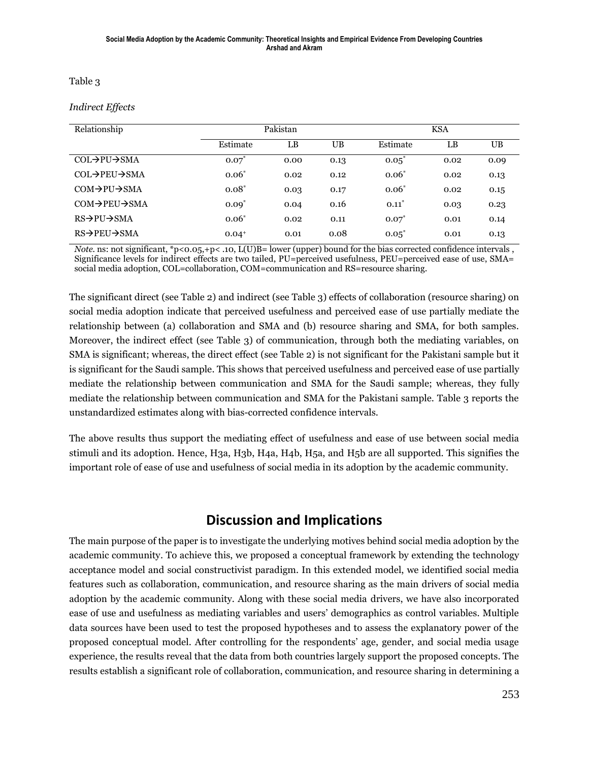Table 3

*Indirect Effects*

| Relationship | Pakistan | | | KSA | | |
|---|---|---|---|---|---|---|
| | Estimate | LB | UB | Estimate | LB | UB |
| COL→PU→SMA | 0.07* | 0.00 | 0.13 | 0.05* | 0.02 | 0.09 |
| COL→PEU→SMA | 0.06* | 0.02 | 0.12 | 0.06* | 0.02 | 0.13 |
| COM→PU→SMA | 0.08* | 0.03 | 0.17 | 0.06* | 0.02 | 0.15 |
| COM→PEU→SMA | 0.09* | 0.04 | 0.16 | 0.11* | 0.03 | 0.23 |
| RS→PU→SMA | 0.06* | 0.02 | 0.11 | 0.07* | 0.01 | 0.14 |
| RS→PEU→SMA | 0.04+ | 0.01 | 0.08 | 0.05* | 0.01 | 0.13 |

*Note.* ns: not significant, *$p<0.05$, +$p< .10$, L(U)B= lower (upper) bound for the bias corrected confidence intervals , Significance levels for indirect effects are two tailed, PU=perceived usefulness, PEU=perceived ease of use, SMA= social media adoption, COL=collaboration, COM=communication and RS=resource sharing.

The significant direct (see Table 2) and indirect (see Table 3) effects of collaboration (resource sharing) on social media adoption indicate that perceived usefulness and perceived ease of use partially mediate the relationship between (a) collaboration and SMA and (b) resource sharing and SMA, for both samples. Moreover, the indirect effect (see Table 3) of communication, through both the mediating variables, on SMA is significant; whereas, the direct effect (see Table 2) is not significant for the Pakistani sample but it is significant for the Saudi sample. This shows that perceived usefulness and perceived ease of use partially mediate the relationship between communication and SMA for the Saudi sample; whereas, they fully mediate the relationship between communication and SMA for the Pakistani sample. Table 3 reports the unstandardized estimates along with bias-corrected confidence intervals.

The above results thus support the mediating effect of usefulness and ease of use between social media stimuli and its adoption. Hence, H3a, H3b, H4a, H4b, H5a, and H5b are all supported. This signifies the important role of ease of use and usefulness of social media in its adoption by the academic community.

## Discussion and Implications

The main purpose of the paper is to investigate the underlying motives behind social media adoption by the academic community. To achieve this, we proposed a conceptual framework by extending the technology acceptance model and social constructivist paradigm. In this extended model, we identified social media features such as collaboration, communication, and resource sharing as the main drivers of social media adoption by the academic community. Along with these social media drivers, we have also incorporated ease of use and usefulness as mediating variables and users' demographics as control variables. Multiple data sources have been used to test the proposed hypotheses and to assess the explanatory power of the proposed conceptual model. After controlling for the respondents' age, gender, and social media usage experience, the results reveal that the data from both countries largely support the proposed concepts. The results establish a significant role of collaboration, communication, and resource sharing in determining a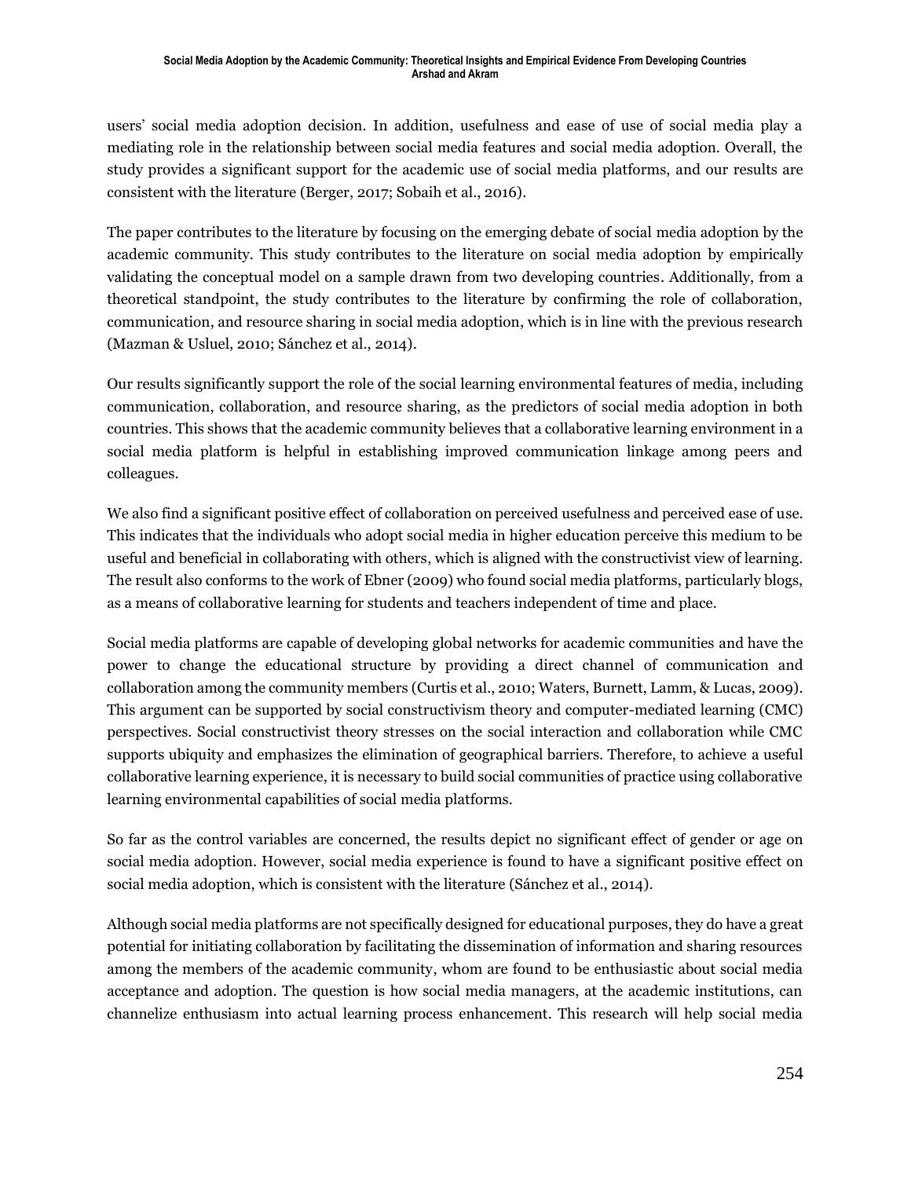users' social media adoption decision. In addition, usefulness and ease of use of social media play a mediating role in the relationship between social media features and social media adoption. Overall, the study provides a significant support for the academic use of social media platforms, and our results are consistent with the literature (Berger, 2017; Sobaih et al., 2016).

The paper contributes to the literature by focusing on the emerging debate of social media adoption by the academic community. This study contributes to the literature on social media adoption by empirically validating the conceptual model on a sample drawn from two developing countries. Additionally, from a theoretical standpoint, the study contributes to the literature by confirming the role of collaboration, communication, and resource sharing in social media adoption, which is in line with the previous research (Mazman & Usluel, 2010; Sánchez et al., 2014).

Our results significantly support the role of the social learning environmental features of media, including communication, collaboration, and resource sharing, as the predictors of social media adoption in both countries. This shows that the academic community believes that a collaborative learning environment in a social media platform is helpful in establishing improved communication linkage among peers and colleagues.

We also find a significant positive effect of collaboration on perceived usefulness and perceived ease of use. This indicates that the individuals who adopt social media in higher education perceive this medium to be useful and beneficial in collaborating with others, which is aligned with the constructivist view of learning. The result also conforms to the work of Ebner (2009) who found social media platforms, particularly blogs, as a means of collaborative learning for students and teachers independent of time and place.

Social media platforms are capable of developing global networks for academic communities and have the power to change the educational structure by providing a direct channel of communication and collaboration among the community members (Curtis et al., 2010; Waters, Burnett, Lamm, & Lucas, 2009). This argument can be supported by social constructivism theory and computer-mediated learning (CMC) perspectives. Social constructivist theory stresses on the social interaction and collaboration while CMC supports ubiquity and emphasizes the elimination of geographical barriers. Therefore, to achieve a useful collaborative learning experience, it is necessary to build social communities of practice using collaborative learning environmental capabilities of social media platforms.

So far as the control variables are concerned, the results depict no significant effect of gender or age on social media adoption. However, social media experience is found to have a significant positive effect on social media adoption, which is consistent with the literature (Sánchez et al., 2014).

Although social media platforms are not specifically designed for educational purposes, they do have a great potential for initiating collaboration by facilitating the dissemination of information and sharing resources among the members of the academic community, whom are found to be enthusiastic about social media acceptance and adoption. The question is how social media managers, at the academic institutions, can channelize enthusiasm into actual learning process enhancement. This research will help social media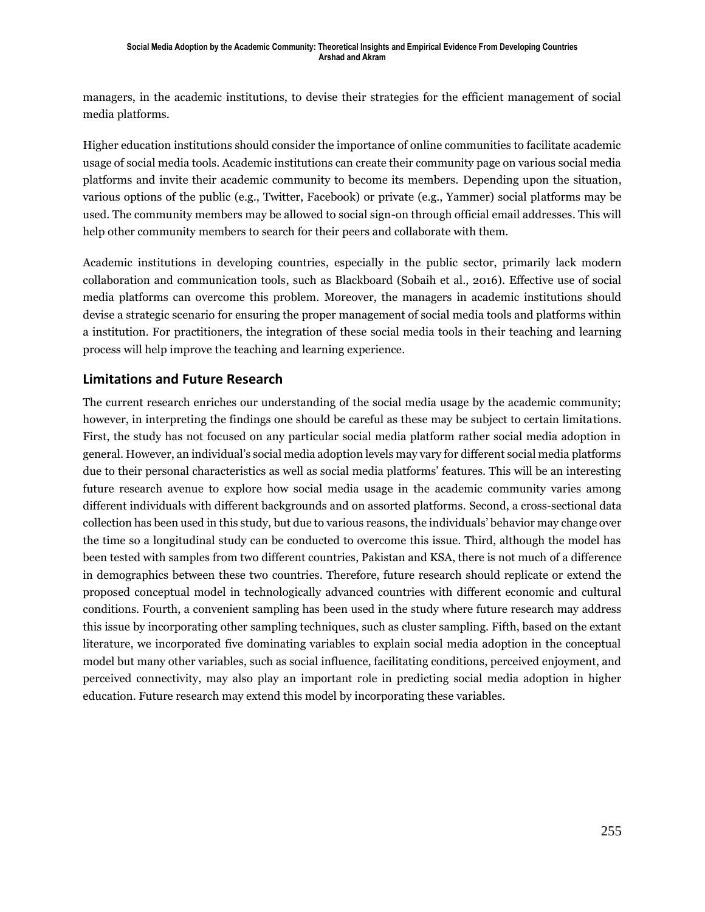managers, in the academic institutions, to devise their strategies for the efficient management of social media platforms.

Higher education institutions should consider the importance of online communities to facilitate academic usage of social media tools. Academic institutions can create their community page on various social media platforms and invite their academic community to become its members. Depending upon the situation, various options of the public (e.g., Twitter, Facebook) or private (e.g., Yammer) social platforms may be used. The community members may be allowed to social sign-on through official email addresses. This will help other community members to search for their peers and collaborate with them.

Academic institutions in developing countries, especially in the public sector, primarily lack modern collaboration and communication tools, such as Blackboard (Sobaih et al., 2016). Effective use of social media platforms can overcome this problem. Moreover, the managers in academic institutions should devise a strategic scenario for ensuring the proper management of social media tools and platforms within a institution. For practitioners, the integration of these social media tools in their teaching and learning process will help improve the teaching and learning experience.

## Limitations and Future Research

The current research enriches our understanding of the social media usage by the academic community; however, in interpreting the findings one should be careful as these may be subject to certain limitations. First, the study has not focused on any particular social media platform rather social media adoption in general. However, an individual's social media adoption levels may vary for different social media platforms due to their personal characteristics as well as social media platforms' features. This will be an interesting future research avenue to explore how social media usage in the academic community varies among different individuals with different backgrounds and on assorted platforms. Second, a cross-sectional data collection has been used in this study, but due to various reasons, the individuals' behavior may change over the time so a longitudinal study can be conducted to overcome this issue. Third, although the model has been tested with samples from two different countries, Pakistan and KSA, there is not much of a difference in demographics between these two countries. Therefore, future research should replicate or extend the proposed conceptual model in technologically advanced countries with different economic and cultural conditions. Fourth, a convenient sampling has been used in the study where future research may address this issue by incorporating other sampling techniques, such as cluster sampling. Fifth, based on the extant literature, we incorporated five dominating variables to explain social media adoption in the conceptual model but many other variables, such as social influence, facilitating conditions, perceived enjoyment, and perceived connectivity, may also play an important role in predicting social media adoption in higher education. Future research may extend this model by incorporating these variables.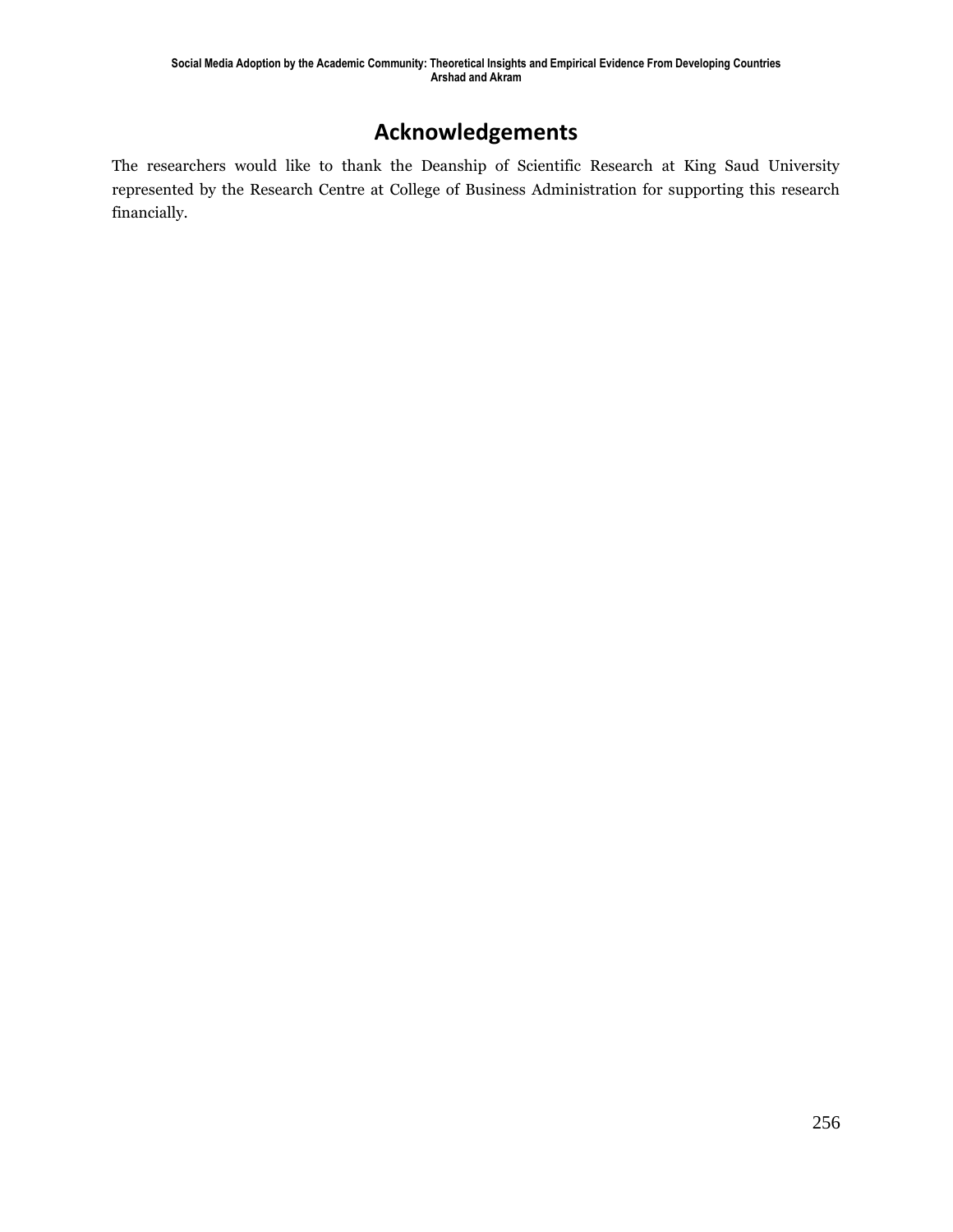## Acknowledgements

The researchers would like to thank the Deanship of Scientific Research at King Saud University represented by the Research Centre at College of Business Administration for supporting this research financially.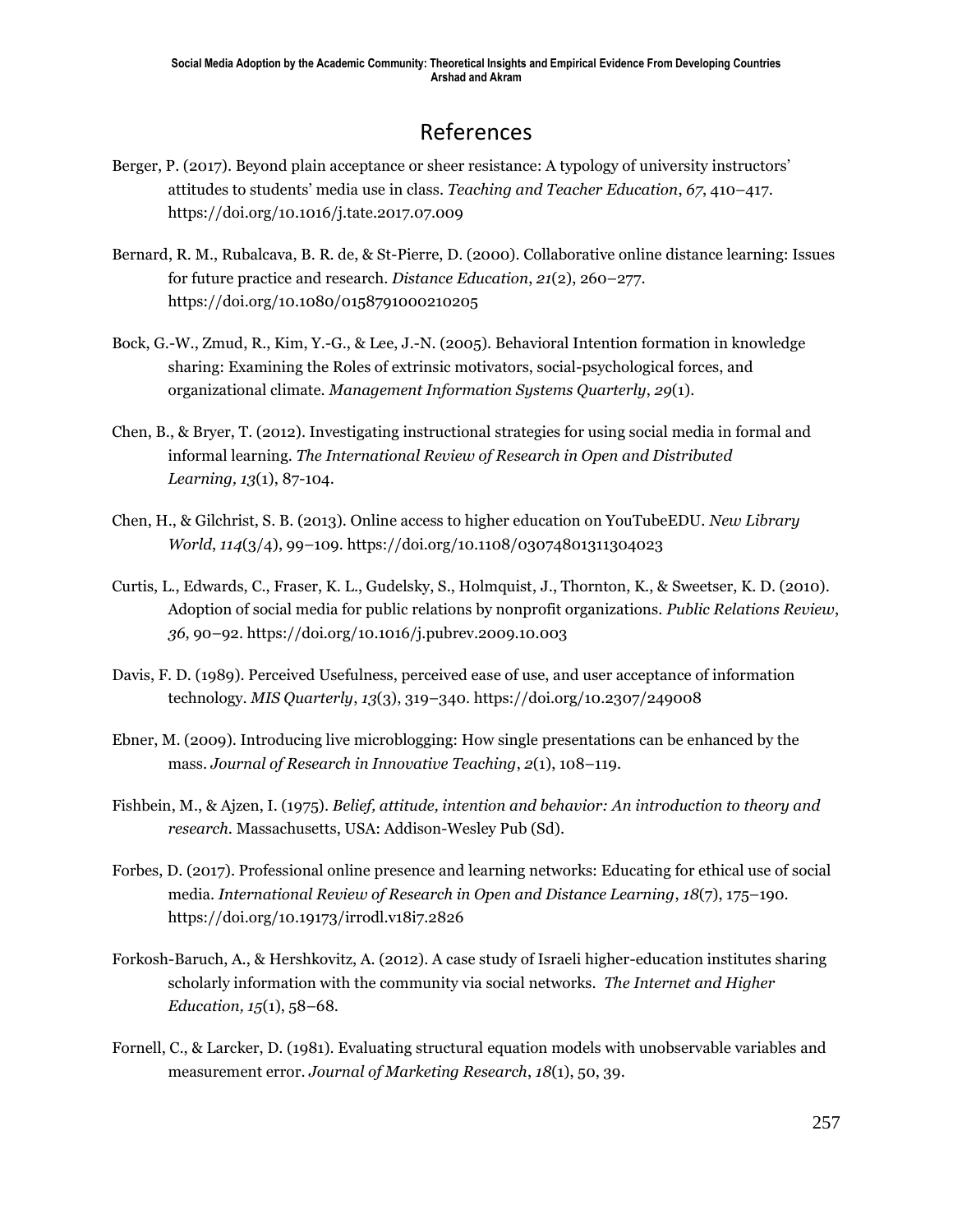# References

Berger, P. (2017). Beyond plain acceptance or sheer resistance: A typology of university instructors' attitudes to students' media use in class. *Teaching and Teacher Education*, *67*, 410–417. https://doi.org/10.1016/j.tate.2017.07.009

Bernard, R. M., Rubalcava, B. R. de, & St-Pierre, D. (2000). Collaborative online distance learning: Issues for future practice and research. *Distance Education*, *21*(2), 260–277. https://doi.org/10.1080/0158791000210205

Bock, G.-W., Zmud, R., Kim, Y.-G., & Lee, J.-N. (2005). Behavioral Intention formation in knowledge sharing: Examining the Roles of extrinsic motivators, social-psychological forces, and organizational climate. *Management Information Systems Quarterly*, *29*(1).

Chen, B., & Bryer, T. (2012). Investigating instructional strategies for using social media in formal and informal learning. *The International Review of Research in Open and Distributed Learning, 13*(1), 87-104.

Chen, H., & Gilchrist, S. B. (2013). Online access to higher education on YouTubeEDU. *New Library World*, *114*(3/4), 99–109. https://doi.org/10.1108/03074801311304023

Curtis, L., Edwards, C., Fraser, K. L., Gudelsky, S., Holmquist, J., Thornton, K., & Sweetser, K. D. (2010). Adoption of social media for public relations by nonprofit organizations. *Public Relations Review*, *36*, 90–92. https://doi.org/10.1016/j.pubrev.2009.10.003

Davis, F. D. (1989). Perceived Usefulness, perceived ease of use, and user acceptance of information technology. *MIS Quarterly*, *13*(3), 319–340. https://doi.org/10.2307/249008

Ebner, M. (2009). Introducing live microblogging: How single presentations can be enhanced by the mass. *Journal of Research in Innovative Teaching*, *2*(1), 108–119.

Fishbein, M., & Ajzen, I. (1975). *Belief, attitude, intention and behavior: An introduction to theory and research.* Massachusetts, USA: Addison-Wesley Pub (Sd).

Forbes, D. (2017). Professional online presence and learning networks: Educating for ethical use of social media. *International Review of Research in Open and Distance Learning*, *18*(7), 175–190. https://doi.org/10.19173/irrodl.v18i7.2826

Forkosh-Baruch, A., & Hershkovitz, A. (2012). A case study of Israeli higher-education institutes sharing scholarly information with the community via social networks. *The Internet and Higher Education, 15*(1), 58–68.

Fornell, C., & Larcker, D. (1981). Evaluating structural equation models with unobservable variables and measurement error. *Journal of Marketing Research*, *18*(1), 50, 39.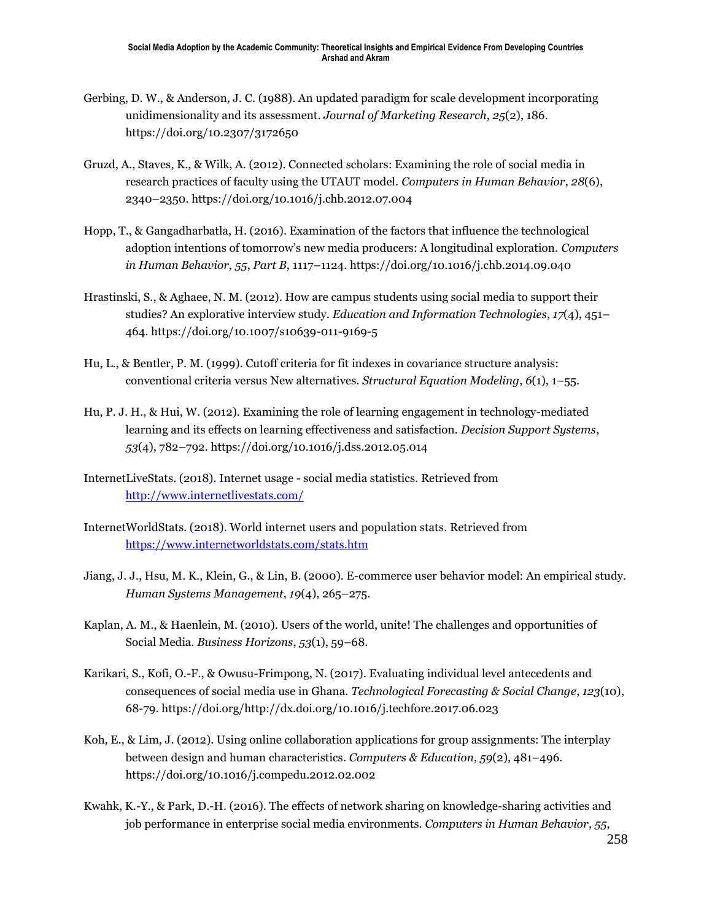Gerbing, D. W., & Anderson, J. C. (1988). An updated paradigm for scale development incorporating unidimensionality and its assessment. *Journal of Marketing Research*, *25*(2), 186. https://doi.org/10.2307/3172650

Gruzd, A., Staves, K., & Wilk, A. (2012). Connected scholars: Examining the role of social media in research practices of faculty using the UTAUT model. *Computers in Human Behavior*, *28*(6), 2340–2350. https://doi.org/10.1016/j.chb.2012.07.004

Hopp, T., & Gangadharbatla, H. (2016). Examination of the factors that influence the technological adoption intentions of tomorrow's new media producers: A longitudinal exploration. *Computers in Human Behavior*, *55*, *Part B*, 1117–1124. https://doi.org/10.1016/j.chb.2014.09.040

Hrastinski, S., & Aghaee, N. M. (2012). How are campus students using social media to support their studies? An explorative interview study. *Education and Information Technologies*, *17*(4), 451–464. https://doi.org/10.1007/s10639-011-9169-5

Hu, L., & Bentler, P. M. (1999). Cutoff criteria for fit indexes in covariance structure analysis: conventional criteria versus New alternatives. *Structural Equation Modeling*, *6*(1), 1–55.

Hu, P. J. H., & Hui, W. (2012). Examining the role of learning engagement in technology-mediated learning and its effects on learning effectiveness and satisfaction. *Decision Support Systems*, *53*(4), 782–792. https://doi.org/10.1016/j.dss.2012.05.014

InternetLiveStats. (2018). Internet usage - social media statistics. Retrieved from http://www.internetlivestats.com/

InternetWorldStats. (2018). World internet users and population stats. Retrieved from https://www.internetworldstats.com/stats.htm

Jiang, J. J., Hsu, M. K., Klein, G., & Lin, B. (2000). E-commerce user behavior model: An empirical study. *Human Systems Management*, *19*(4), 265–275.

Kaplan, A. M., & Haenlein, M. (2010). Users of the world, unite! The challenges and opportunities of Social Media. *Business Horizons*, *53*(1), 59–68.

Karikari, S., Kofi, O.-F., & Owusu-Frimpong, N. (2017). Evaluating individual level antecedents and consequences of social media use in Ghana. *Technological Forecasting & Social Change*, *123*(10), 68-79. https://doi.org/http://dx.doi.org/10.1016/j.techfore.2017.06.023

Koh, E., & Lim, J. (2012). Using online collaboration applications for group assignments: The interplay between design and human characteristics. *Computers & Education*, *59*(2), 481–496. https://doi.org/10.1016/j.compedu.2012.02.002

Kwahk, K.-Y., & Park, D.-H. (2016). The effects of network sharing on knowledge-sharing activities and job performance in enterprise social media environments. *Computers in Human Behavior*, *55*,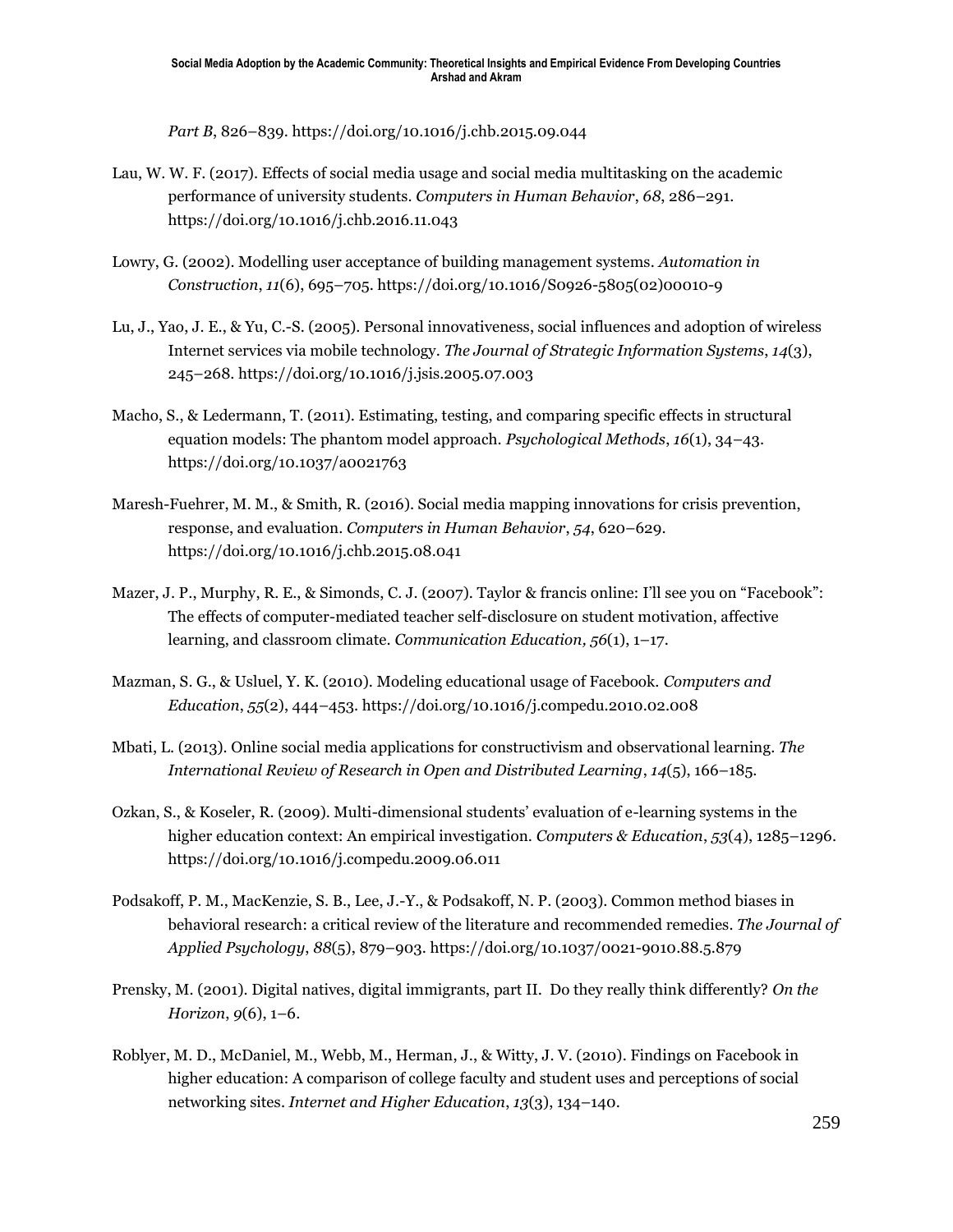*Part B*, 826–839. https://doi.org/10.1016/j.chb.2015.09.044

Lau, W. W. F. (2017). Effects of social media usage and social media multitasking on the academic performance of university students. *Computers in Human Behavior*, *68*, 286–291. https://doi.org/10.1016/j.chb.2016.11.043

Lowry, G. (2002). Modelling user acceptance of building management systems. *Automation in Construction*, *11*(6), 695–705. https://doi.org/10.1016/S0926-5805(02)00010-9

Lu, J., Yao, J. E., & Yu, C.-S. (2005). Personal innovativeness, social influences and adoption of wireless Internet services via mobile technology. *The Journal of Strategic Information Systems*, *14*(3), 245–268. https://doi.org/10.1016/j.jsis.2005.07.003

Macho, S., & Ledermann, T. (2011). Estimating, testing, and comparing specific effects in structural equation models: The phantom model approach. *Psychological Methods*, *16*(1), 34–43. https://doi.org/10.1037/a0021763

Maresh-Fuehrer, M. M., & Smith, R. (2016). Social media mapping innovations for crisis prevention, response, and evaluation. *Computers in Human Behavior*, *54*, 620–629. https://doi.org/10.1016/j.chb.2015.08.041

Mazer, J. P., Murphy, R. E., & Simonds, C. J. (2007). Taylor & francis online: I'll see you on "Facebook": The effects of computer-mediated teacher self-disclosure on student motivation, affective learning, and classroom climate. *Communication Education, 56*(1), 1–17.

Mazman, S. G., & Usluel, Y. K. (2010). Modeling educational usage of Facebook. *Computers and Education*, *55*(2), 444–453. https://doi.org/10.1016/j.compedu.2010.02.008

Mbati, L. (2013). Online social media applications for constructivism and observational learning. *The International Review of Research in Open and Distributed Learning*, *14*(5), 166–185.

Ozkan, S., & Koseler, R. (2009). Multi-dimensional students' evaluation of e-learning systems in the higher education context: An empirical investigation. *Computers & Education*, *53*(4), 1285–1296. https://doi.org/10.1016/j.compedu.2009.06.011

Podsakoff, P. M., MacKenzie, S. B., Lee, J.-Y., & Podsakoff, N. P. (2003). Common method biases in behavioral research: a critical review of the literature and recommended remedies. *The Journal of Applied Psychology*, *88*(5), 879–903. https://doi.org/10.1037/0021-9010.88.5.879

Prensky, M. (2001). Digital natives, digital immigrants, part II. Do they really think differently? *On the Horizon*, *9*(6), 1–6.

Roblyer, M. D., McDaniel, M., Webb, M., Herman, J., & Witty, J. V. (2010). Findings on Facebook in higher education: A comparison of college faculty and student uses and perceptions of social networking sites. *Internet and Higher Education*, *13*(3), 134–140.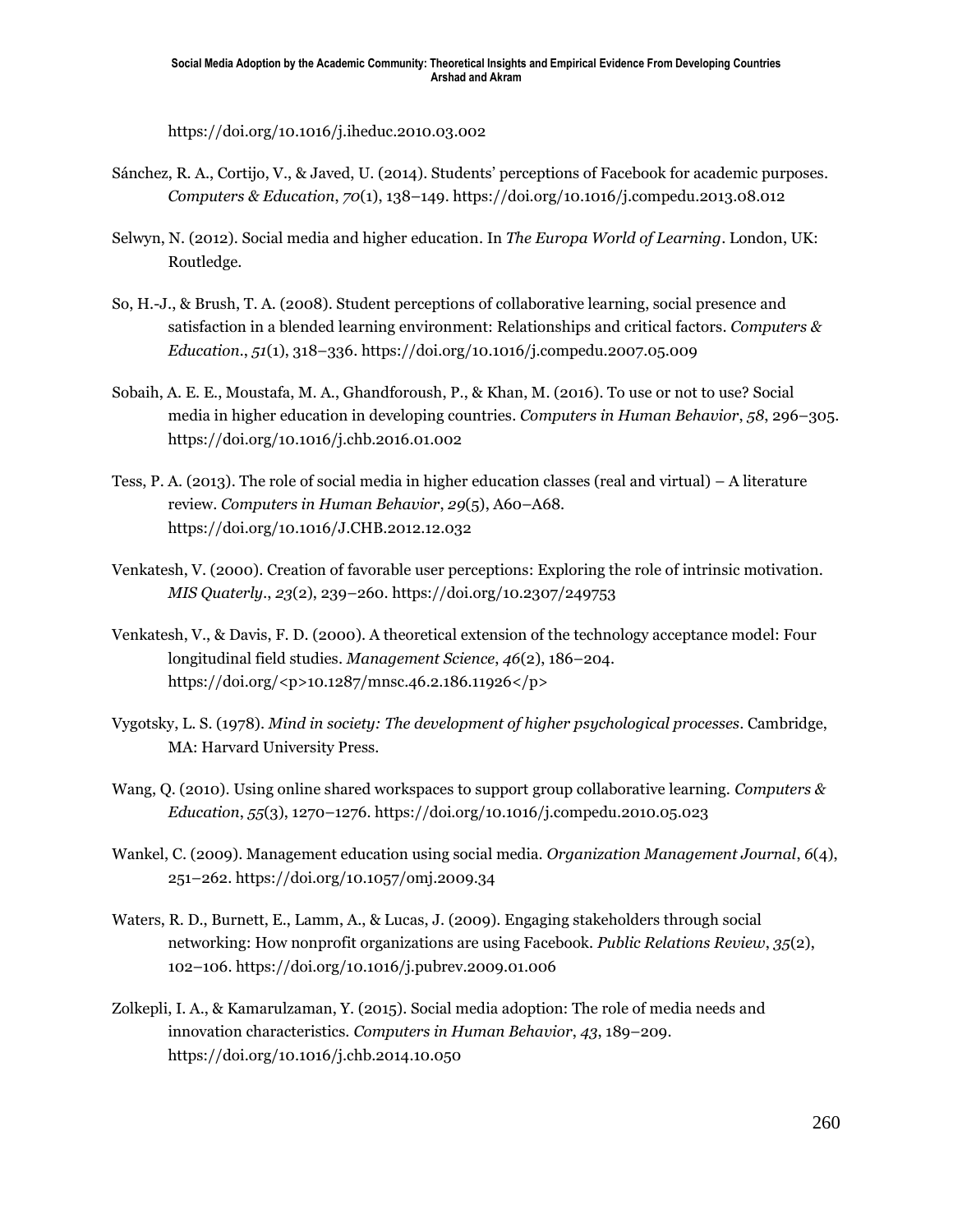https://doi.org/10.1016/j.iheduc.2010.03.002

Sánchez, R. A., Cortijo, V., & Javed, U. (2014). Students' perceptions of Facebook for academic purposes. *Computers & Education*, *70*(1), 138–149. https://doi.org/10.1016/j.compedu.2013.08.012

Selwyn, N. (2012). Social media and higher education. In *The Europa World of Learning*. London, UK: Routledge.

So, H.-J., & Brush, T. A. (2008). Student perceptions of collaborative learning, social presence and satisfaction in a blended learning environment: Relationships and critical factors. *Computers & Education.*, *51*(1), 318–336. https://doi.org/10.1016/j.compedu.2007.05.009

Sobaih, A. E. E., Moustafa, M. A., Ghandforoush, P., & Khan, M. (2016). To use or not to use? Social media in higher education in developing countries. *Computers in Human Behavior*, *58*, 296–305. https://doi.org/10.1016/j.chb.2016.01.002

Tess, P. A. (2013). The role of social media in higher education classes (real and virtual) – A literature review. *Computers in Human Behavior*, *29*(5), A60–A68. https://doi.org/10.1016/J.CHB.2012.12.032

Venkatesh, V. (2000). Creation of favorable user perceptions: Exploring the role of intrinsic motivation. *MIS Quaterly.*, *23*(2), 239–260. https://doi.org/10.2307/249753

Venkatesh, V., & Davis, F. D. (2000). A theoretical extension of the technology acceptance model: Four longitudinal field studies. *Management Science*, *46*(2), 186–204. https://doi.org/<p>10.1287/mnsc.46.2.186.11926</p>

Vygotsky, L. S. (1978). *Mind in society: The development of higher psychological processes*. Cambridge, MA: Harvard University Press.

Wang, Q. (2010). Using online shared workspaces to support group collaborative learning. *Computers & Education*, *55*(3), 1270–1276. https://doi.org/10.1016/j.compedu.2010.05.023

Wankel, C. (2009). Management education using social media. *Organization Management Journal*, *6*(4), 251–262. https://doi.org/10.1057/omj.2009.34

Waters, R. D., Burnett, E., Lamm, A., & Lucas, J. (2009). Engaging stakeholders through social networking: How nonprofit organizations are using Facebook. *Public Relations Review*, *35*(2), 102–106. https://doi.org/10.1016/j.pubrev.2009.01.006

Zolkepli, I. A., & Kamarulzaman, Y. (2015). Social media adoption: The role of media needs and innovation characteristics. *Computers in Human Behavior*, *43*, 189–209. https://doi.org/10.1016/j.chb.2014.10.050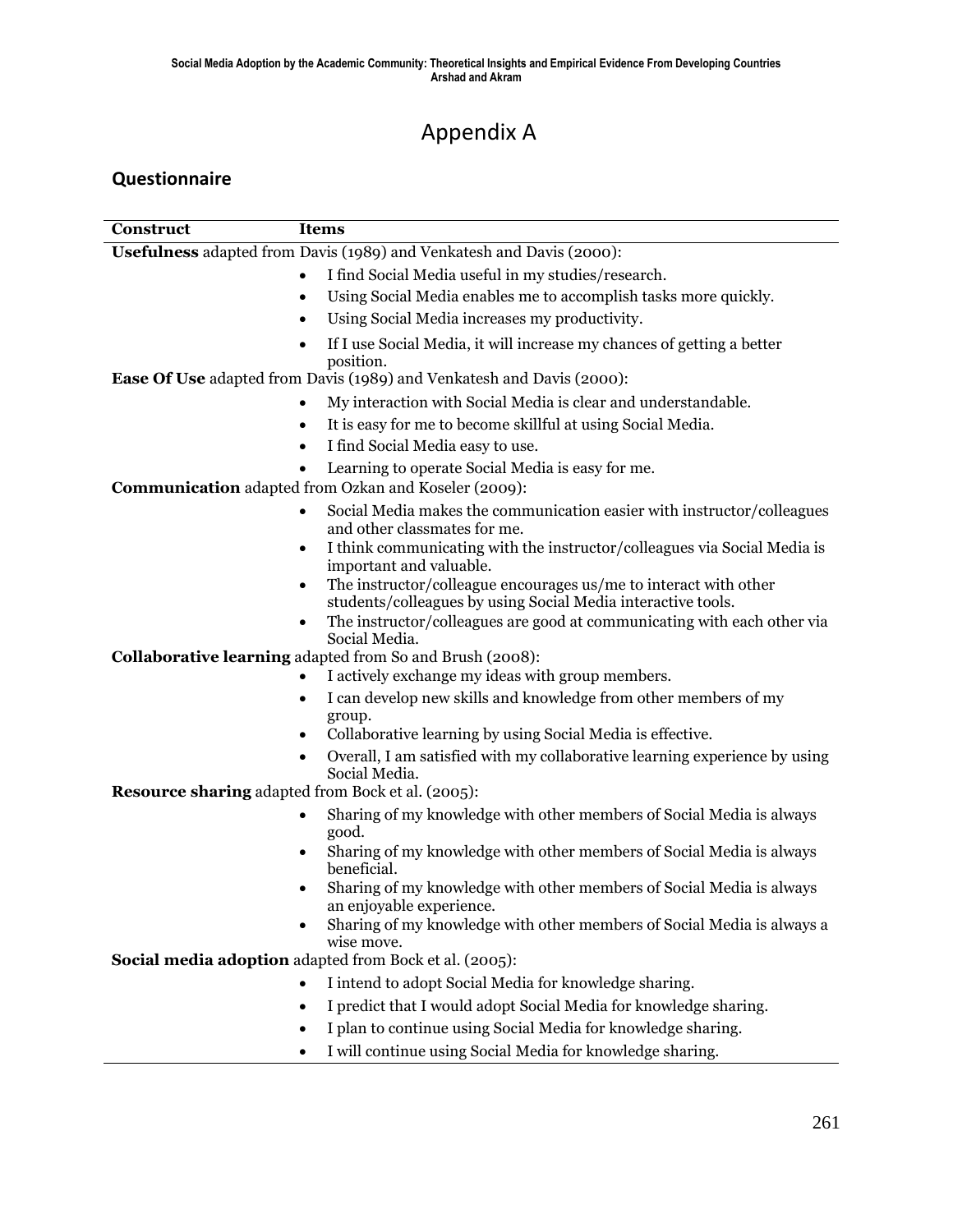# Appendix A

## Questionnaire

| Construct | Items |
|---|---|
| **Usefulness** adapted from Davis (1989) and Venkatesh and Davis (2000): | |
| | • I find Social Media useful in my studies/research. |
| | • Using Social Media enables me to accomplish tasks more quickly. |
| | • Using Social Media increases my productivity. |
| | • If I use Social Media, it will increase my chances of getting a better position. |
| **Ease Of Use** adapted from Davis (1989) and Venkatesh and Davis (2000): | |
| | • My interaction with Social Media is clear and understandable. |
| | • It is easy for me to become skillful at using Social Media. |
| | • I find Social Media easy to use. |
| | • Learning to operate Social Media is easy for me. |
| **Communication** adapted from Ozkan and Koseler (2009): | |
| | • Social Media makes the communication easier with instructor/colleagues and other classmates for me. |
| | • I think communicating with the instructor/colleagues via Social Media is important and valuable. |
| | • The instructor/colleague encourages us/me to interact with other students/colleagues by using Social Media interactive tools. |
| | • The instructor/colleagues are good at communicating with each other via Social Media. |
| **Collaborative learning** adapted from So and Brush (2008): | |
| | • I actively exchange my ideas with group members. |
| | • I can develop new skills and knowledge from other members of my group. |
| | • Collaborative learning by using Social Media is effective. |
| | • Overall, I am satisfied with my collaborative learning experience by using Social Media. |
| **Resource sharing** adapted from Bock et al. (2005): | |
| | • Sharing of my knowledge with other members of Social Media is always good. |
| | • Sharing of my knowledge with other members of Social Media is always beneficial. |
| | • Sharing of my knowledge with other members of Social Media is always an enjoyable experience. |
| | • Sharing of my knowledge with other members of Social Media is always a wise move. |
| **Social media adoption** adapted from Bock et al. (2005): | |
| | • I intend to adopt Social Media for knowledge sharing. |
| | • I predict that I would adopt Social Media for knowledge sharing. |
| | • I plan to continue using Social Media for knowledge sharing. |
| | • I will continue using Social Media for knowledge sharing. |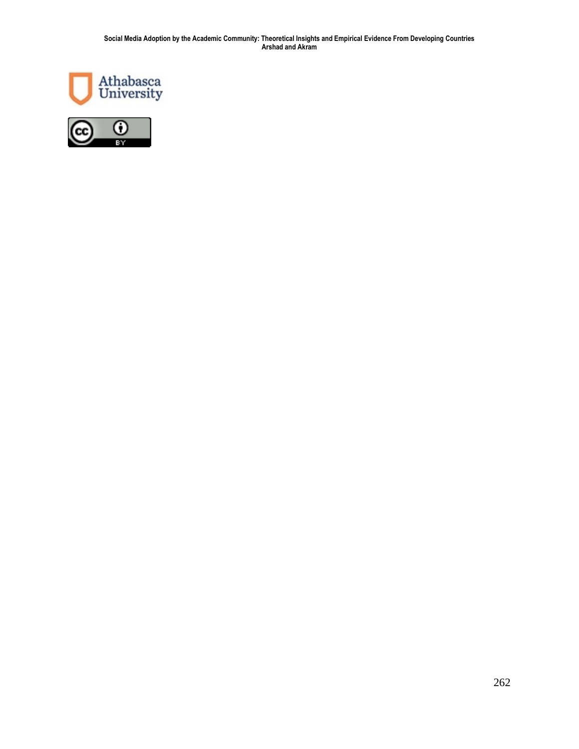Athabasca University